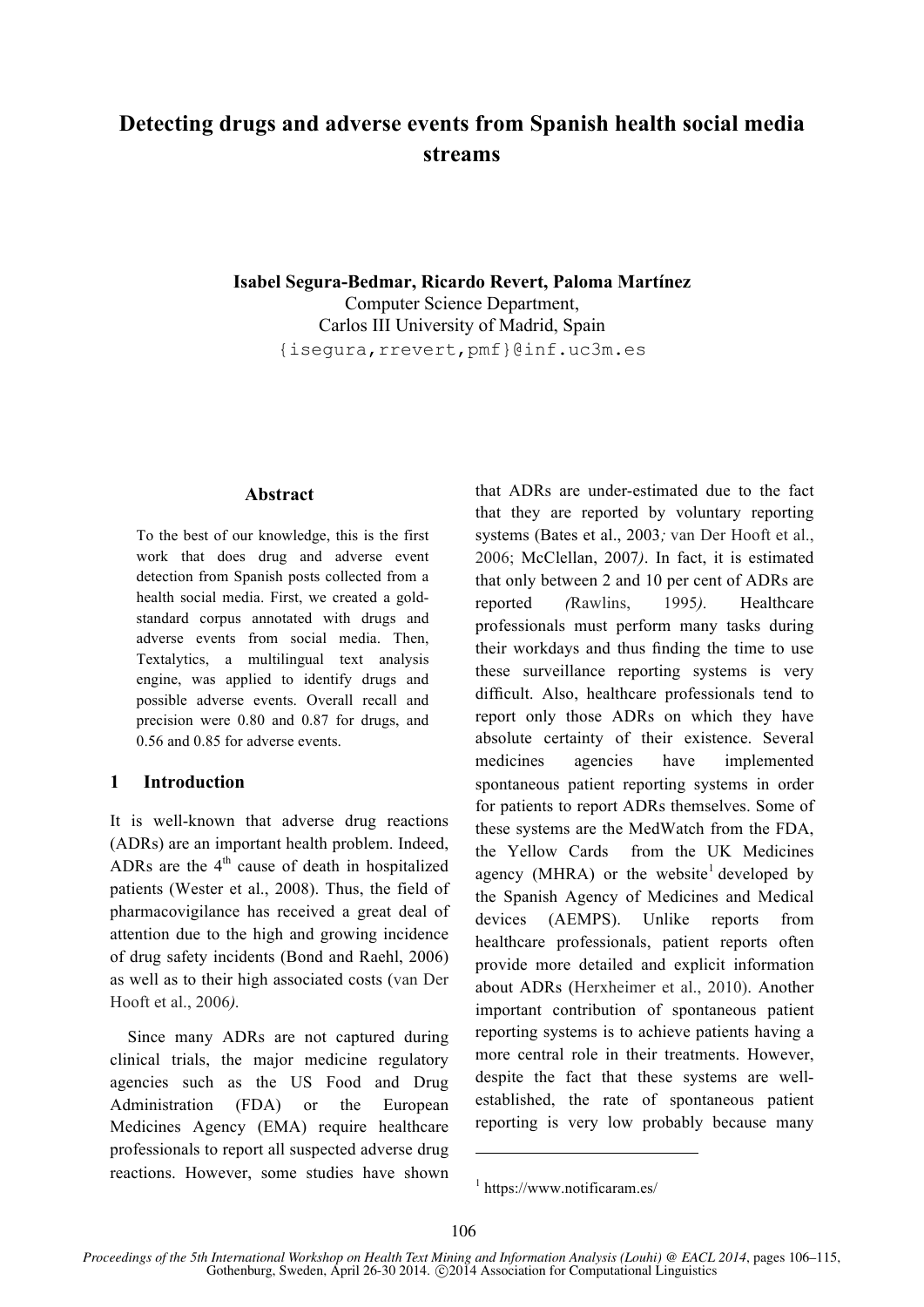# Detecting drugs and adverse events from Spanish health social media streams

**Isabel Segura-Bedmar, Ricardo Revert, Paloma Martínez**
Computer Science Department,
Carlos III University of Madrid, Spain
{isegura,rrevert,pmf}@inf.uc3m.es

## Abstract

To the best of our knowledge, this is the first work that does drug and adverse event detection from Spanish posts collected from a health social media. First, we created a gold-standard corpus annotated with drugs and adverse events from social media. Then, Textalytics, a multilingual text analysis engine, was applied to identify drugs and possible adverse events. Overall recall and precision were 0.80 and 0.87 for drugs, and 0.56 and 0.85 for adverse events.

## 1 Introduction

It is well-known that adverse drug reactions (ADRs) are an important health problem. Indeed, ADRs are the 4th cause of death in hospitalized patients (Wester et al., 2008). Thus, the field of pharmacovigilance has received a great deal of attention due to the high and growing incidence of drug safety incidents (Bond and Raehl, 2006) as well as to their high associated costs (van Der Hooft et al., 2006).

Since many ADRs are not captured during clinical trials, the major medicine regulatory agencies such as the US Food and Drug Administration (FDA) or the European Medicines Agency (EMA) require healthcare professionals to report all suspected adverse drug reactions. However, some studies have shown that ADRs are under-estimated due to the fact that they are reported by voluntary reporting systems (Bates et al., 2003; van Der Hooft et al., 2006; McClellan, 2007). In fact, it is estimated that only between 2 and 10 per cent of ADRs are reported (Rawlins, 1995). Healthcare professionals must perform many tasks during their workdays and thus finding the time to use these surveillance reporting systems is very difficult. Also, healthcare professionals tend to report only those ADRs on which they have absolute certainty of their existence. Several medicines agencies have implemented spontaneous patient reporting systems in order for patients to report ADRs themselves. Some of these systems are the MedWatch from the FDA, the Yellow Cards from the UK Medicines agency (MHRA) or the website[1] developed by the Spanish Agency of Medicines and Medical devices (AEMPS). Unlike reports from healthcare professionals, patient reports often provide more detailed and explicit information about ADRs (Herxheimer et al., 2010). Another important contribution of spontaneous patient reporting systems is to achieve patients having a more central role in their treatments. However, despite the fact that these systems are well-established, the rate of spontaneous patient reporting is very low probably because many

[1] https://www.notificaram.es/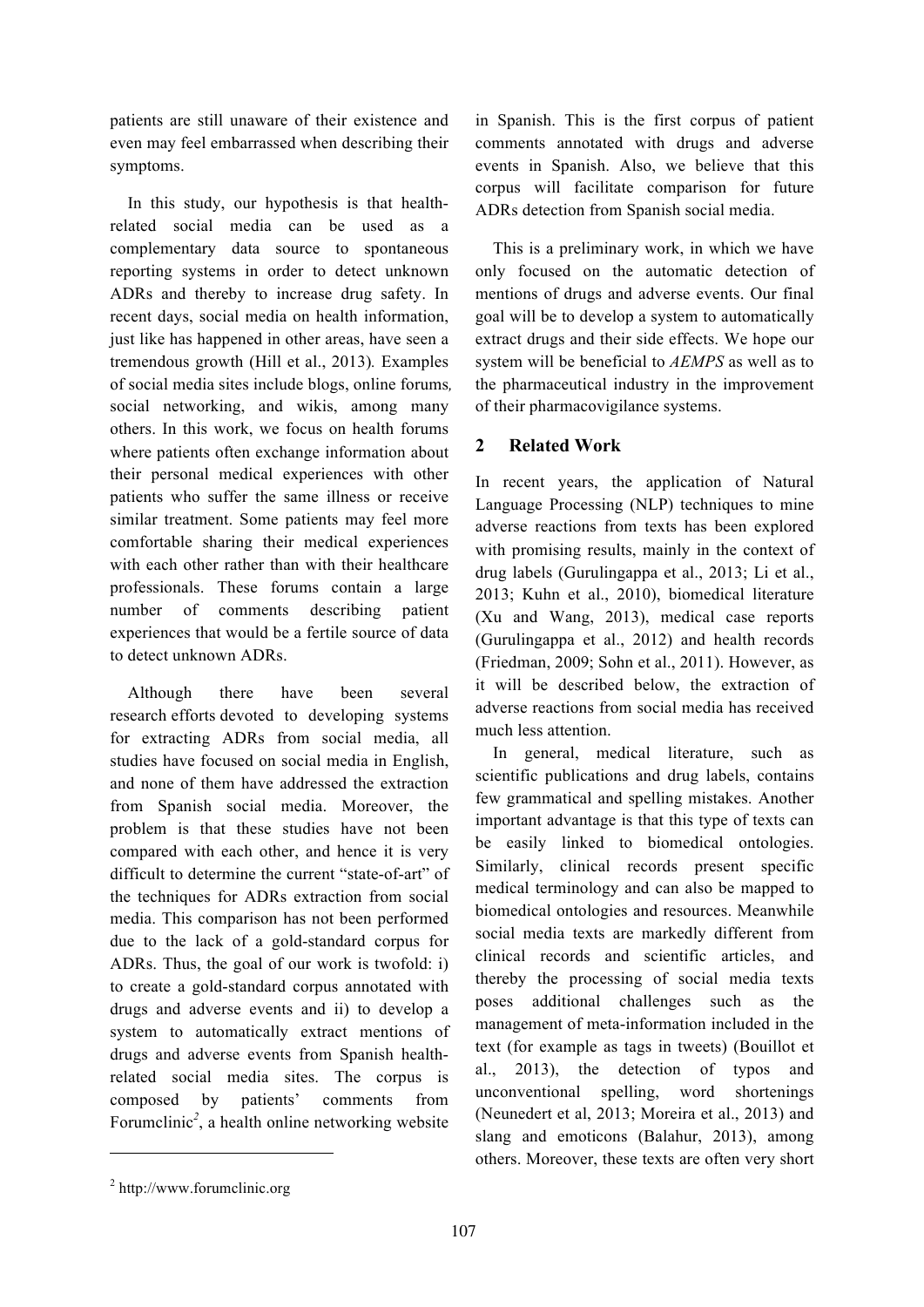patients are still unaware of their existence and even may feel embarrassed when describing their symptoms.

In this study, our hypothesis is that health-related social media can be used as a complementary data source to spontaneous reporting systems in order to detect unknown ADRs and thereby to increase drug safety. In recent days, social media on health information, just like has happened in other areas, have seen a tremendous growth (Hill et al., 2013). Examples of social media sites include blogs, online forums, social networking, and wikis, among many others. In this work, we focus on health forums where patients often exchange information about their personal medical experiences with other patients who suffer the same illness or receive similar treatment. Some patients may feel more comfortable sharing their medical experiences with each other rather than with their healthcare professionals. These forums contain a large number of comments describing patient experiences that would be a fertile source of data to detect unknown ADRs.

Although there have been several research efforts devoted to developing systems for extracting ADRs from social media, all studies have focused on social media in English, and none of them have addressed the extraction from Spanish social media. Moreover, the problem is that these studies have not been compared with each other, and hence it is very difficult to determine the current "state-of-art" of the techniques for ADRs extraction from social media. This comparison has not been performed due to the lack of a gold-standard corpus for ADRs. Thus, the goal of our work is twofold: i) to create a gold-standard corpus annotated with drugs and adverse events and ii) to develop a system to automatically extract mentions of drugs and adverse events from Spanish health-related social media sites. The corpus is composed by patients' comments from Forumclinic[2], a health online networking website in Spanish. This is the first corpus of patient comments annotated with drugs and adverse events in Spanish. Also, we believe that this corpus will facilitate comparison for future ADRs detection from Spanish social media.

This is a preliminary work, in which we have only focused on the automatic detection of mentions of drugs and adverse events. Our final goal will be to develop a system to automatically extract drugs and their side effects. We hope our system will be beneficial to *AEMPS* as well as to the pharmaceutical industry in the improvement of their pharmacovigilance systems.

## 2 Related Work

In recent years, the application of Natural Language Processing (NLP) techniques to mine adverse reactions from texts has been explored with promising results, mainly in the context of drug labels (Gurulingappa et al., 2013; Li et al., 2013; Kuhn et al., 2010), biomedical literature (Xu and Wang, 2013), medical case reports (Gurulingappa et al., 2012) and health records (Friedman, 2009; Sohn et al., 2011). However, as it will be described below, the extraction of adverse reactions from social media has received much less attention.

In general, medical literature, such as scientific publications and drug labels, contains few grammatical and spelling mistakes. Another important advantage is that this type of texts can be easily linked to biomedical ontologies. Similarly, clinical records present specific medical terminology and can also be mapped to biomedical ontologies and resources. Meanwhile social media texts are markedly different from clinical records and scientific articles, and thereby the processing of social media texts poses additional challenges such as the management of meta-information included in the text (for example as tags in tweets) (Bouillot et al., 2013), the detection of typos and unconventional spelling, word shortenings (Neunedert et al, 2013; Moreira et al., 2013) and slang and emoticons (Balahur, 2013), among others. Moreover, these texts are often very short

[2] http://www.forumclinic.org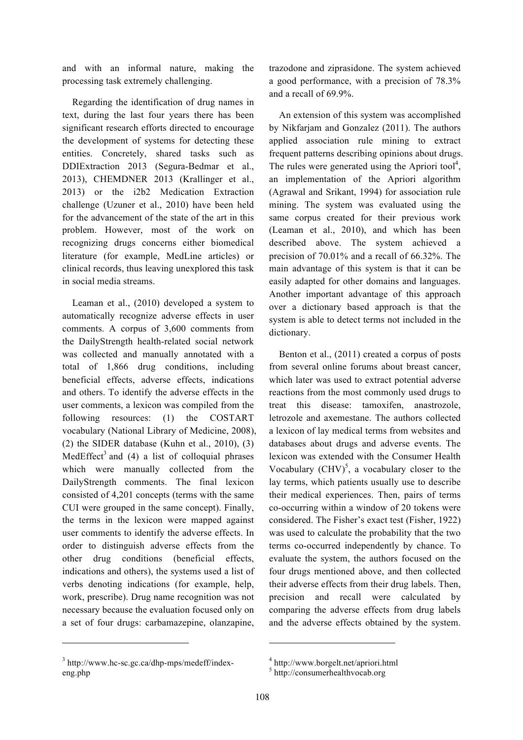and with an informal nature, making the processing task extremely challenging.

Regarding the identification of drug names in text, during the last four years there has been significant research efforts directed to encourage the development of systems for detecting these entities. Concretely, shared tasks such as DDIExtraction 2013 (Segura-Bedmar et al., 2013), CHEMDNER 2013 (Krallinger et al., 2013) or the i2b2 Medication Extraction challenge (Uzuner et al., 2010) have been held for the advancement of the state of the art in this problem. However, most of the work on recognizing drugs concerns either biomedical literature (for example, MedLine articles) or clinical records, thus leaving unexplored this task in social media streams.

Leaman et al., (2010) developed a system to automatically recognize adverse effects in user comments. A corpus of 3,600 comments from the DailyStrength health-related social network was collected and manually annotated with a total of 1,866 drug conditions, including beneficial effects, adverse effects, indications and others. To identify the adverse effects in the user comments, a lexicon was compiled from the following resources: (1) the COSTART vocabulary (National Library of Medicine, 2008), (2) the SIDER database (Kuhn et al., 2010), (3) MedEffect[3] and (4) a list of colloquial phrases which were manually collected from the DailyStrength comments. The final lexicon consisted of 4,201 concepts (terms with the same CUI were grouped in the same concept). Finally, the terms in the lexicon were mapped against user comments to identify the adverse effects. In order to distinguish adverse effects from the other drug conditions (beneficial effects, indications and others), the systems used a list of verbs denoting indications (for example, help, work, prescribe). Drug name recognition was not necessary because the evaluation focused only on a set of four drugs: carbamazepine, olanzapine, trazodone and ziprasidone. The system achieved a good performance, with a precision of 78.3% and a recall of 69.9%.

An extension of this system was accomplished by Nikfarjam and Gonzalez (2011). The authors applied association rule mining to extract frequent patterns describing opinions about drugs. The rules were generated using the Apriori tool[4], an implementation of the Apriori algorithm (Agrawal and Srikant, 1994) for association rule mining. The system was evaluated using the same corpus created for their previous work (Leaman et al., 2010), and which has been described above. The system achieved a precision of 70.01% and a recall of 66.32%. The main advantage of this system is that it can be easily adapted for other domains and languages. Another important advantage of this approach over a dictionary based approach is that the system is able to detect terms not included in the dictionary.

Benton et al., (2011) created a corpus of posts from several online forums about breast cancer, which later was used to extract potential adverse reactions from the most commonly used drugs to treat this disease: tamoxifen, anastrozole, letrozole and axemestane. The authors collected a lexicon of lay medical terms from websites and databases about drugs and adverse events. The lexicon was extended with the Consumer Health Vocabulary (CHV)[5], a vocabulary closer to the lay terms, which patients usually use to describe their medical experiences. Then, pairs of terms co-occurring within a window of 20 tokens were considered. The Fisher's exact test (Fisher, 1922) was used to calculate the probability that the two terms co-occurred independently by chance. To evaluate the system, the authors focused on the four drugs mentioned above, and then collected their adverse effects from their drug labels. Then, precision and recall were calculated by comparing the adverse effects from drug labels and the adverse effects obtained by the system.

---

[3] http://www.hc-sc.gc.ca/dhp-mps/medeff/index-eng.php

[4] http://www.borgelt.net/apriori.html

[5] http://consumerhealthvocab.org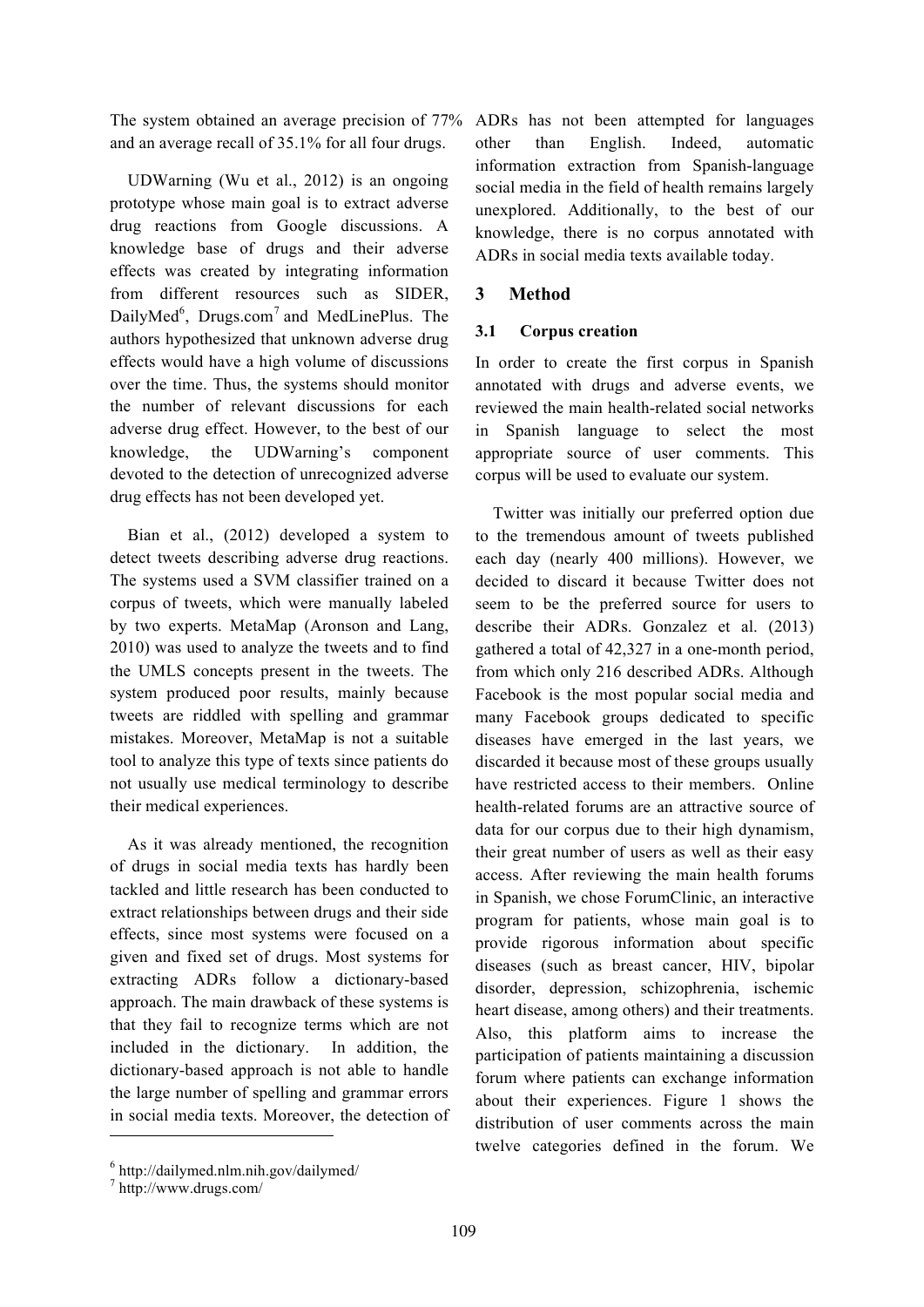The system obtained an average precision of 77% and an average recall of 35.1% for all four drugs.

UDWarning (Wu et al., 2012) is an ongoing prototype whose main goal is to extract adverse drug reactions from Google discussions. A knowledge base of drugs and their adverse effects was created by integrating information from different resources such as SIDER, DailyMed[6], Drugs.com[7] and MedLinePlus. The authors hypothesized that unknown adverse drug effects would have a high volume of discussions over the time. Thus, the systems should monitor the number of relevant discussions for each adverse drug effect. However, to the best of our knowledge, the UDWarning's component devoted to the detection of unrecognized adverse drug effects has not been developed yet.

Bian et al., (2012) developed a system to detect tweets describing adverse drug reactions. The systems used a SVM classifier trained on a corpus of tweets, which were manually labeled by two experts. MetaMap (Aronson and Lang, 2010) was used to analyze the tweets and to find the UMLS concepts present in the tweets. The system produced poor results, mainly because tweets are riddled with spelling and grammar mistakes. Moreover, MetaMap is not a suitable tool to analyze this type of texts since patients do not usually use medical terminology to describe their medical experiences.

As it was already mentioned, the recognition of drugs in social media texts has hardly been tackled and little research has been conducted to extract relationships between drugs and their side effects, since most systems were focused on a given and fixed set of drugs. Most systems for extracting ADRs follow a dictionary-based approach. The main drawback of these systems is that they fail to recognize terms which are not included in the dictionary. In addition, the dictionary-based approach is not able to handle the large number of spelling and grammar errors in social media texts. Moreover, the detection of ADRs has not been attempted for languages other than English. Indeed, automatic information extraction from Spanish-language social media in the field of health remains largely unexplored. Additionally, to the best of our knowledge, there is no corpus annotated with ADRs in social media texts available today.

## 3 Method

### 3.1 Corpus creation

In order to create the first corpus in Spanish annotated with drugs and adverse events, we reviewed the main health-related social networks in Spanish language to select the most appropriate source of user comments. This corpus will be used to evaluate our system.

Twitter was initially our preferred option due to the tremendous amount of tweets published each day (nearly 400 millions). However, we decided to discard it because Twitter does not seem to be the preferred source for users to describe their ADRs. Gonzalez et al. (2013) gathered a total of 42,327 in a one-month period, from which only 216 described ADRs. Although Facebook is the most popular social media and many Facebook groups dedicated to specific diseases have emerged in the last years, we discarded it because most of these groups usually have restricted access to their members. Online health-related forums are an attractive source of data for our corpus due to their high dynamism, their great number of users as well as their easy access. After reviewing the main health forums in Spanish, we chose ForumClinic, an interactive program for patients, whose main goal is to provide rigorous information about specific diseases (such as breast cancer, HIV, bipolar disorder, depression, schizophrenia, ischemic heart disease, among others) and their treatments. Also, this platform aims to increase the participation of patients maintaining a discussion forum where patients can exchange information about their experiences. Figure 1 shows the distribution of user comments across the main twelve categories defined in the forum. We

[6] http://dailymed.nlm.nih.gov/dailymed/

[7] http://www.drugs.com/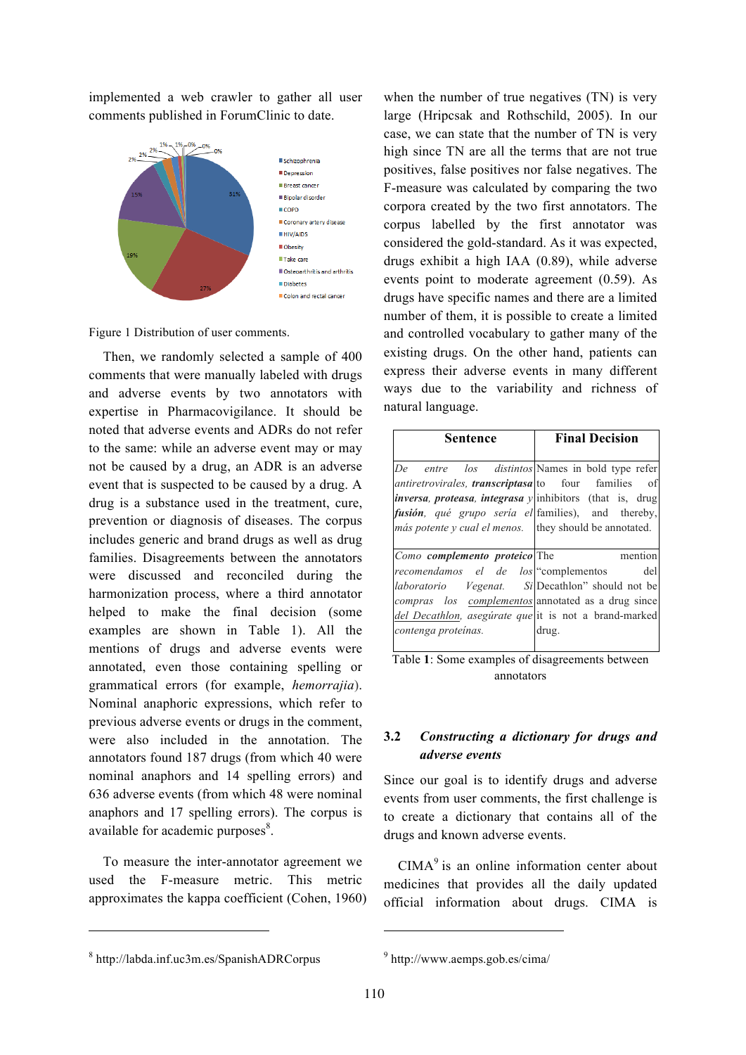implemented a web crawler to gather all user comments published in ForumClinic to date.

Figure 1 Distribution of user comments.

Then, we randomly selected a sample of 400 comments that were manually labeled with drugs and adverse events by two annotators with expertise in Pharmacovigilance. It should be noted that adverse events and ADRs do not refer to the same: while an adverse event may or may not be caused by a drug, an ADR is an adverse event that is suspected to be caused by a drug. A drug is a substance used in the treatment, cure, prevention or diagnosis of diseases. The corpus includes generic and brand drugs as well as drug families. Disagreements between the annotators were discussed and reconciled during the harmonization process, where a third annotator helped to make the final decision (some examples are shown in Table 1). All the mentions of drugs and adverse events were annotated, even those containing spelling or grammatical errors (for example, *hemorrajia*). Nominal anaphoric expressions, which refer to previous adverse events or drugs in the comment, were also included in the annotation. The annotators found 187 drugs (from which 40 were nominal anaphors and 14 spelling errors) and 636 adverse events (from which 48 were nominal anaphors and 17 spelling errors). The corpus is available for academic purposes[8].

To measure the inter-annotator agreement we used the F-measure metric. This metric approximates the kappa coefficient (Cohen, 1960) when the number of true negatives (TN) is very large (Hripcsak and Rothschild, 2005). In our case, we can state that the number of TN is very high since TN are all the terms that are not true positives, false positives nor false negatives. The F-measure was calculated by comparing the two corpora created by the two first annotators. The corpus labelled by the first annotator was considered the gold-standard. As it was expected, drugs exhibit a high IAA (0.89), while adverse events point to moderate agreement (0.59). As drugs have specific names and there are a limited number of them, it is possible to create a limited and controlled vocabulary to gather many of the existing drugs. On the other hand, patients can express their adverse events in many different ways due to the variability and richness of natural language.

| Sentence | Final Decision |
|---|---|
| *De entre los distintos antiretrovirales, **transcriptasa inversa**, **proteasa**, **integrasa** y **fusión**, qué grupo sería el más potente y cual el menos.* | Names in bold type refer to four families of inhibitors (that is, drug families), and thereby, they should be annotated. |
| *Como **complemento proteico** recomendamos el de los laboratorio Vegenat. Si compras los complementos del Decathlon, asegúrate que contenga proteínas.* | The mention "complementos del Decathlon" should not be annotated as a drug since it is not a brand-marked drug. |

Table **1**: Some examples of disagreements between annotators

## 3.2 *Constructing a dictionary for drugs and adverse events*

Since our goal is to identify drugs and adverse events from user comments, the first challenge is to create a dictionary that contains all of the drugs and known adverse events.

CIMA[9] is an online information center about medicines that provides all the daily updated official information about drugs. CIMA is

[8] http://labda.inf.uc3m.es/SpanishADRCorpus

[9] http://www.aemps.gob.es/cima/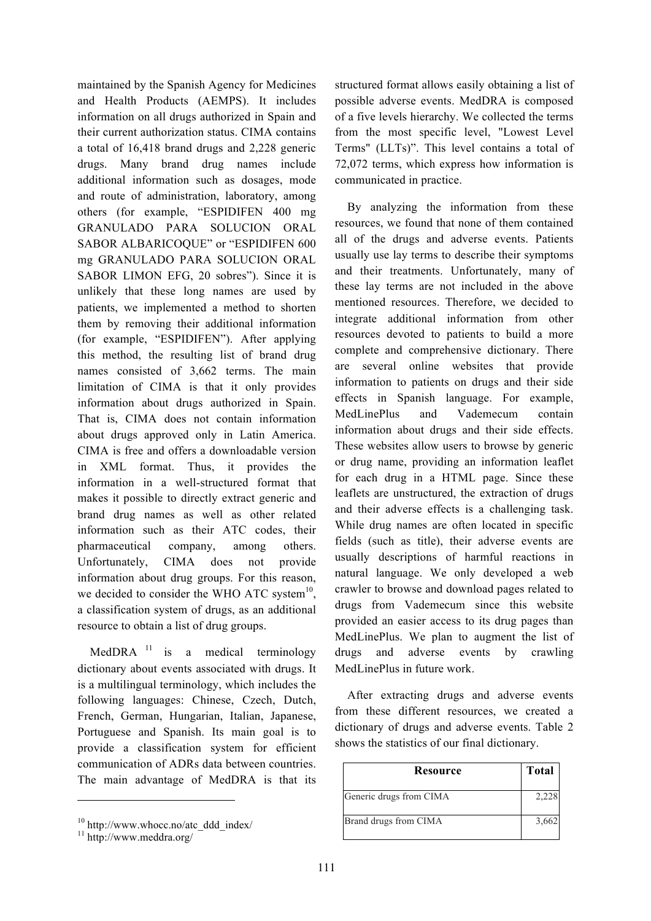maintained by the Spanish Agency for Medicines and Health Products (AEMPS). It includes information on all drugs authorized in Spain and their current authorization status. CIMA contains a total of 16,418 brand drugs and 2,228 generic drugs. Many brand drug names include additional information such as dosages, mode and route of administration, laboratory, among others (for example, "ESPIDIFEN 400 mg GRANULADO PARA SOLUCION ORAL SABOR ALBARICOQUE" or "ESPIDIFEN 600 mg GRANULADO PARA SOLUCION ORAL SABOR LIMON EFG, 20 sobres"). Since it is unlikely that these long names are used by patients, we implemented a method to shorten them by removing their additional information (for example, "ESPIDIFEN"). After applying this method, the resulting list of brand drug names consisted of 3,662 terms. The main limitation of CIMA is that it only provides information about drugs authorized in Spain. That is, CIMA does not contain information about drugs approved only in Latin America. CIMA is free and offers a downloadable version in XML format. Thus, it provides the information in a well-structured format that makes it possible to directly extract generic and brand drug names as well as other related information such as their ATC codes, their pharmaceutical company, among others. Unfortunately, CIMA does not provide information about drug groups. For this reason, we decided to consider the WHO ATC system[10], a classification system of drugs, as an additional resource to obtain a list of drug groups.

MedDRA [11] is a medical terminology dictionary about events associated with drugs. It is a multilingual terminology, which includes the following languages: Chinese, Czech, Dutch, French, German, Hungarian, Italian, Japanese, Portuguese and Spanish. Its main goal is to provide a classification system for efficient communication of ADRs data between countries. The main advantage of MedDRA is that its structured format allows easily obtaining a list of possible adverse events. MedDRA is composed of a five levels hierarchy. We collected the terms from the most specific level, "Lowest Level Terms" (LLTs)". This level contains a total of 72,072 terms, which express how information is communicated in practice.

By analyzing the information from these resources, we found that none of them contained all of the drugs and adverse events. Patients usually use lay terms to describe their symptoms and their treatments. Unfortunately, many of these lay terms are not included in the above mentioned resources. Therefore, we decided to integrate additional information from other resources devoted to patients to build a more complete and comprehensive dictionary. There are several online websites that provide information to patients on drugs and their side effects in Spanish language. For example, MedLinePlus and Vademecum contain information about drugs and their side effects. These websites allow users to browse by generic or drug name, providing an information leaflet for each drug in a HTML page. Since these leaflets are unstructured, the extraction of drugs and their adverse effects is a challenging task. While drug names are often located in specific fields (such as title), their adverse events are usually descriptions of harmful reactions in natural language. We only developed a web crawler to browse and download pages related to drugs from Vademecum since this website provided an easier access to its drug pages than MedLinePlus. We plan to augment the list of drugs and adverse events by crawling MedLinePlus in future work.

After extracting drugs and adverse events from these different resources, we created a dictionary of drugs and adverse events. Table 2 shows the statistics of our final dictionary.

| Resource | Total |
|---|---|
| Generic drugs from CIMA | 2,228 |
| Brand drugs from CIMA | 3,662 |

[10] http://www.whocc.no/atc_ddd_index/

[11] http://www.meddra.org/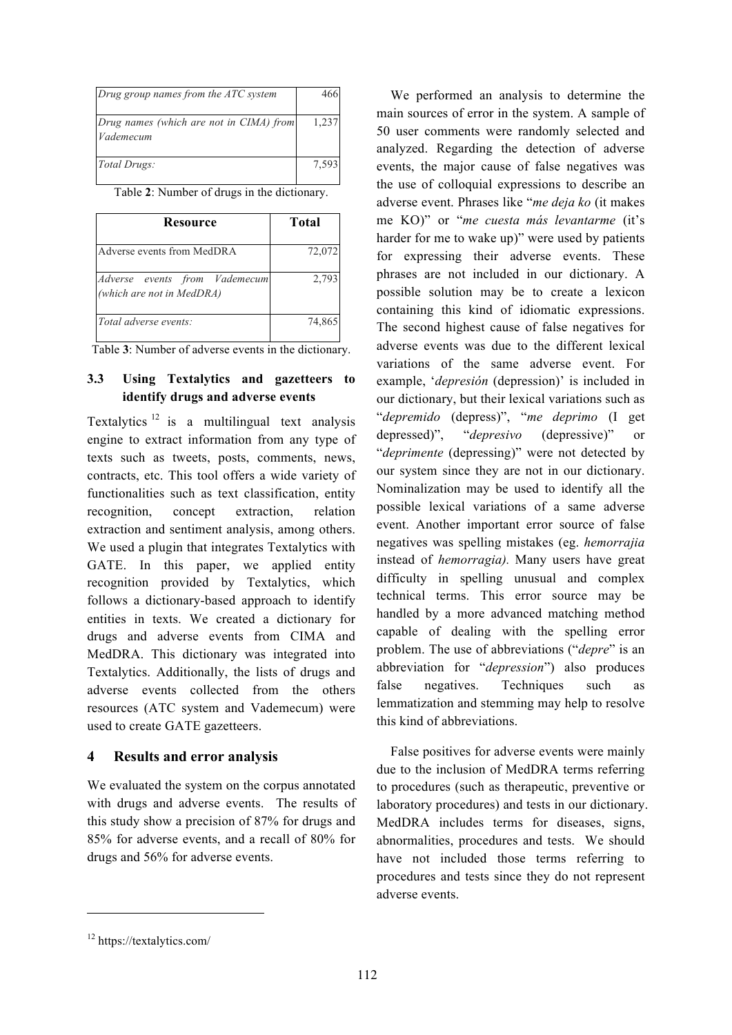| | |
|---|---|
| *Drug group names from the ATC system* | 466 |
| *Drug names (which are not in CIMA) from Vademecum* | 1,237 |
| *Total Drugs:* | 7,593 |

Table **2**: Number of drugs in the dictionary.

| Resource | Total |
|---|---|
| Adverse events from MedDRA | 72,072 |
| *Adverse events from Vademecum (which are not in MedDRA)* | 2,793 |
| *Total adverse events:* | 74,865 |

Table **3**: Number of adverse events in the dictionary.

### 3.3 Using Textalytics and gazetteers to identify drugs and adverse events

Textalytics [12] is a multilingual text analysis engine to extract information from any type of texts such as tweets, posts, comments, news, contracts, etc. This tool offers a wide variety of functionalities such as text classification, entity recognition, concept extraction, relation extraction and sentiment analysis, among others. We used a plugin that integrates Textalytics with GATE. In this paper, we applied entity recognition provided by Textalytics, which follows a dictionary-based approach to identify entities in texts. We created a dictionary for drugs and adverse events from CIMA and MedDRA. This dictionary was integrated into Textalytics. Additionally, the lists of drugs and adverse events collected from the others resources (ATC system and Vademecum) were used to create GATE gazetteers.

## 4 Results and error analysis

We evaluated the system on the corpus annotated with drugs and adverse events. The results of this study show a precision of 87% for drugs and 85% for adverse events, and a recall of 80% for drugs and 56% for adverse events.

We performed an analysis to determine the main sources of error in the system. A sample of 50 user comments were randomly selected and analyzed. Regarding the detection of adverse events, the major cause of false negatives was the use of colloquial expressions to describe an adverse event. Phrases like "*me deja ko* (it makes me KO)" or "*me cuesta más levantarme* (it's harder for me to wake up)" were used by patients for expressing their adverse events. These phrases are not included in our dictionary. A possible solution may be to create a lexicon containing this kind of idiomatic expressions. The second highest cause of false negatives for adverse events was due to the different lexical variations of the same adverse event. For example, '*depresión* (depression)' is included in our dictionary, but their lexical variations such as "*depremido* (depress)", "*me deprimo* (I get depressed)", "*depresivo* (depressive)" or "*deprimente* (depressing)" were not detected by our system since they are not in our dictionary. Nominalization may be used to identify all the possible lexical variations of a same adverse event. Another important error source of false negatives was spelling mistakes (eg. *hemorrajia* instead of *hemorragia).* Many users have great difficulty in spelling unusual and complex technical terms. This error source may be handled by a more advanced matching method capable of dealing with the spelling error problem. The use of abbreviations ("*depre*" is an abbreviation for "*depression*") also produces false negatives. Techniques such as lemmatization and stemming may help to resolve this kind of abbreviations.

False positives for adverse events were mainly due to the inclusion of MedDRA terms referring to procedures (such as therapeutic, preventive or laboratory procedures) and tests in our dictionary. MedDRA includes terms for diseases, signs, abnormalities, procedures and tests. We should have not included those terms referring to procedures and tests since they do not represent adverse events.

[12] https://textalytics.com/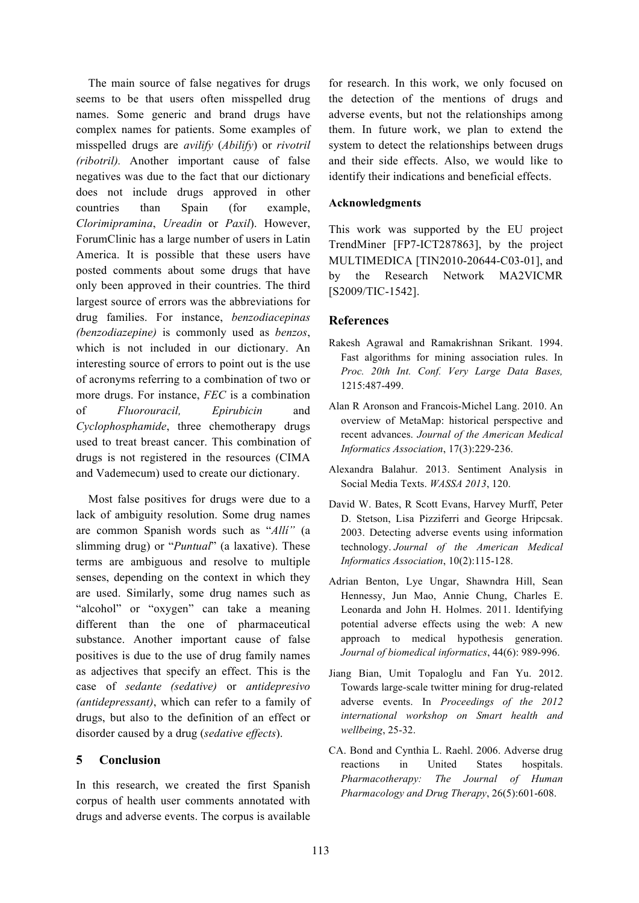The main source of false negatives for drugs seems to be that users often misspelled drug names. Some generic and brand drugs have complex names for patients. Some examples of misspelled drugs are *avilify* (*Abilify*) or *rivotril (ribotril).* Another important cause of false negatives was due to the fact that our dictionary does not include drugs approved in other countries than Spain (for example, *Clorimipramina*, *Ureadin* or *Paxil*). However, ForumClinic has a large number of users in Latin America. It is possible that these users have posted comments about some drugs that have only been approved in their countries. The third largest source of errors was the abbreviations for drug families. For instance, *benzodiacepinas (benzodiazepine)* is commonly used as *benzos*, which is not included in our dictionary. An interesting source of errors to point out is the use of acronyms referring to a combination of two or more drugs. For instance, *FEC* is a combination of *Fluorouracil, Epirubicin* and *Cyclophosphamide*, three chemotherapy drugs used to treat breast cancer. This combination of drugs is not registered in the resources (CIMA and Vademecum) used to create our dictionary.

Most false positives for drugs were due to a lack of ambiguity resolution. Some drug names are common Spanish words such as "*Alli"* (a slimming drug) or "*Puntual*" (a laxative). These terms are ambiguous and resolve to multiple senses, depending on the context in which they are used. Similarly, some drug names such as "alcohol" or "oxygen" can take a meaning different than the one of pharmaceutical substance. Another important cause of false positives is due to the use of drug family names as adjectives that specify an effect. This is the case of *sedante (sedative)* or *antidepresivo (antidepressant)*, which can refer to a family of drugs, but also to the definition of an effect or disorder caused by a drug (*sedative effects*).

## 5 Conclusion

In this research, we created the first Spanish corpus of health user comments annotated with drugs and adverse events. The corpus is available for research. In this work, we only focused on the detection of the mentions of drugs and adverse events, but not the relationships among them. In future work, we plan to extend the system to detect the relationships between drugs and their side effects. Also, we would like to identify their indications and beneficial effects.

### Acknowledgments

This work was supported by the EU project TrendMiner [FP7-ICT287863], by the project MULTIMEDICA [TIN2010-20644-C03-01], and by the Research Network MA2VICMR [S2009/TIC-1542].

## References

Rakesh Agrawal and Ramakrishnan Srikant. 1994. Fast algorithms for mining association rules. In *Proc. 20th Int. Conf. Very Large Data Bases,* 1215:487-499.

Alan R Aronson and Francois-Michel Lang. 2010. An overview of MetaMap: historical perspective and recent advances. *Journal of the American Medical Informatics Association*, 17(3):229-236.

Alexandra Balahur. 2013. Sentiment Analysis in Social Media Texts. *WASSA 2013*, 120.

David W. Bates, R Scott Evans, Harvey Murff, Peter D. Stetson, Lisa Pizziferri and George Hripcsak. 2003. Detecting adverse events using information technology. *Journal of the American Medical Informatics Association*, 10(2):115-128.

Adrian Benton, Lye Ungar, Shawndra Hill, Sean Hennessy, Jun Mao, Annie Chung, Charles E. Leonarda and John H. Holmes. 2011. Identifying potential adverse effects using the web: A new approach to medical hypothesis generation. *Journal of biomedical informatics*, 44(6): 989-996.

Jiang Bian, Umit Topaloglu and Fan Yu. 2012. Towards large-scale twitter mining for drug-related adverse events. In *Proceedings of the 2012 international workshop on Smart health and wellbeing*, 25-32.

CA. Bond and Cynthia L. Raehl. 2006. Adverse drug reactions in United States hospitals. *Pharmacotherapy: The Journal of Human Pharmacology and Drug Therapy*, 26(5):601-608.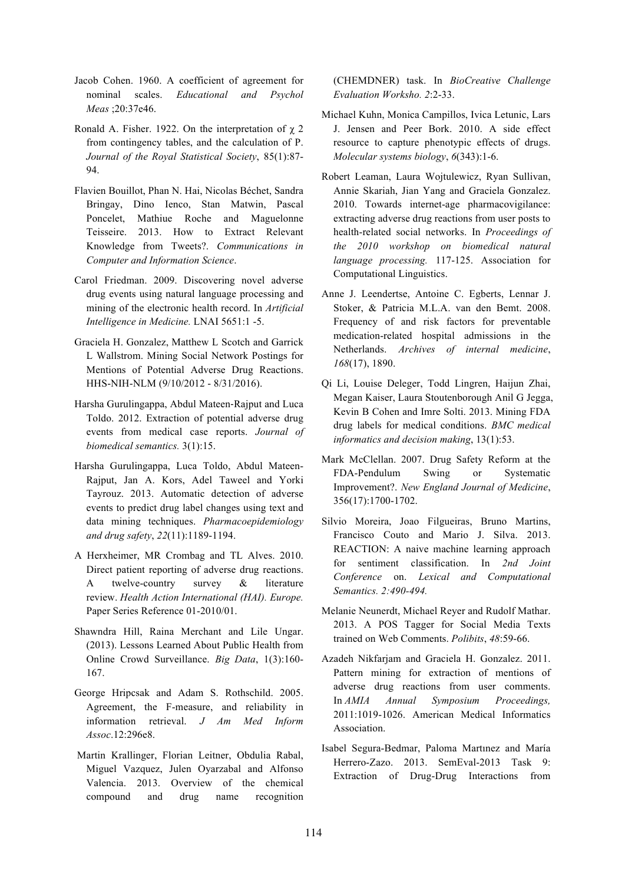Jacob Cohen. 1960. A coefficient of agreement for nominal scales. *Educational and Psychol Meas* ;20:37e46.

Ronald A. Fisher. 1922. On the interpretation of $\chi$ 2 from contingency tables, and the calculation of P. *Journal of the Royal Statistical Society*, 85(1):87-94.

Flavien Bouillot, Phan N. Hai, Nicolas Béchet, Sandra Bringay, Dino Ienco, Stan Matwin, Pascal Poncelet, Mathiue Roche and Maguelonne Teisseire. 2013. How to Extract Relevant Knowledge from Tweets?. *Communications in Computer and Information Science*.

Carol Friedman. 2009. Discovering novel adverse drug events using natural language processing and mining of the electronic health record. In *Artificial Intelligence in Medicine.* LNAI 5651:1 -5.

Graciela H. Gonzalez, Matthew L Scotch and Garrick L Wallstrom. Mining Social Network Postings for Mentions of Potential Adverse Drug Reactions. HHS-NIH-NLM (9/10/2012 - 8/31/2016).

Harsha Gurulingappa, Abdul Mateen-Rajput and Luca Toldo. 2012. Extraction of potential adverse drug events from medical case reports. *Journal of biomedical semantics.* 3(1):15.

Harsha Gurulingappa, Luca Toldo, Abdul Mateen-Rajput, Jan A. Kors, Adel Taweel and Yorki Tayrouz. 2013. Automatic detection of adverse events to predict drug label changes using text and data mining techniques. *Pharmacoepidemiology and drug safety*, *22*(11):1189-1194.

A Herxheimer, MR Crombag and TL Alves. 2010. Direct patient reporting of adverse drug reactions. A twelve-country survey & literature review. *Health Action International (HAI). Europe.* Paper Series Reference 01-2010/01.

Shawndra Hill, Raina Merchant and Lile Ungar. (2013). Lessons Learned About Public Health from Online Crowd Surveillance. *Big Data*, 1(3):160-167.

George Hripcsak and Adam S. Rothschild. 2005. Agreement, the F-measure, and reliability in information retrieval. *J Am Med Inform Assoc*.12:296e8.

Martin Krallinger, Florian Leitner, Obdulia Rabal, Miguel Vazquez, Julen Oyarzabal and Alfonso Valencia. 2013. Overview of the chemical compound and drug name recognition (CHEMDNER) task. In *BioCreative Challenge Evaluation Worksho. 2*:2-33.

Michael Kuhn, Monica Campillos, Ivica Letunic, Lars J. Jensen and Peer Bork. 2010. A side effect resource to capture phenotypic effects of drugs. *Molecular systems biology*, *6*(343):1-6.

Robert Leaman, Laura Wojtulewicz, Ryan Sullivan, Annie Skariah, Jian Yang and Graciela Gonzalez. 2010. Towards internet-age pharmacovigilance: extracting adverse drug reactions from user posts to health-related social networks. In *Proceedings of the 2010 workshop on biomedical natural language processing.* 117-125. Association for Computational Linguistics.

Anne J. Leendertse, Antoine C. Egberts, Lennar J. Stoker, & Patricia M.L.A. van den Bemt. 2008. Frequency of and risk factors for preventable medication-related hospital admissions in the Netherlands. *Archives of internal medicine*, *168*(17), 1890.

Qi Li, Louise Deleger, Todd Lingren, Haijun Zhai, Megan Kaiser, Laura Stoutenborough Anil G Jegga, Kevin B Cohen and Imre Solti. 2013. Mining FDA drug labels for medical conditions. *BMC medical informatics and decision making*, 13(1):53.

Mark McClellan. 2007. Drug Safety Reform at the FDA-Pendulum Swing or Systematic Improvement?. *New England Journal of Medicine*, 356(17):1700-1702.

Silvio Moreira, Joao Filgueiras, Bruno Martins, Francisco Couto and Mario J. Silva. 2013. REACTION: A naive machine learning approach for sentiment classification. In *2nd Joint Conference* on. *Lexical and Computational Semantics. 2:490-494.*

Melanie Neunerdt, Michael Reyer and Rudolf Mathar. 2013. A POS Tagger for Social Media Texts trained on Web Comments. *Polibits*, *48*:59-66.

Azadeh Nikfarjam and Graciela H. Gonzalez. 2011. Pattern mining for extraction of mentions of adverse drug reactions from user comments. In *AMIA Annual Symposium Proceedings,* 2011:1019-1026. American Medical Informatics Association.

Isabel Segura-Bedmar, Paloma Martınez and María Herrero-Zazo. 2013. SemEval-2013 Task 9: Extraction of Drug-Drug Interactions from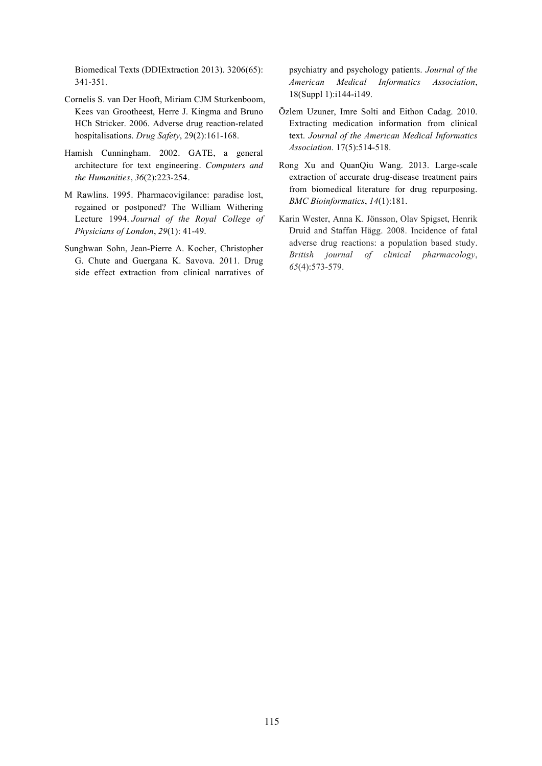Biomedical Texts (DDIExtraction 2013). 3206(65): 341-351.

Cornelis S. van Der Hooft, Miriam CJM Sturkenboom, Kees van Grootheest, Herre J. Kingma and Bruno HCh Stricker. 2006. Adverse drug reaction-related hospitalisations. *Drug Safety*, 29(2):161-168.

Hamish Cunningham. 2002. GATE, a general architecture for text engineering. *Computers and the Humanities*, *36*(2):223-254.

M Rawlins. 1995. Pharmacovigilance: paradise lost, regained or postponed? The William Withering Lecture 1994. *Journal of the Royal College of Physicians of London*, *29*(1): 41-49.

Sunghwan Sohn, Jean-Pierre A. Kocher, Christopher G. Chute and Guergana K. Savova. 2011. Drug side effect extraction from clinical narratives of psychiatry and psychology patients. *Journal of the American Medical Informatics Association*, 18(Suppl 1):i144-i149.

Özlem Uzuner, Imre Solti and Eithon Cadag. 2010. Extracting medication information from clinical text. *Journal of the American Medical Informatics Association*. 17(5):514-518.

Rong Xu and QuanQiu Wang. 2013. Large-scale extraction of accurate drug-disease treatment pairs from biomedical literature for drug repurposing. *BMC Bioinformatics*, *14*(1):181.

Karin Wester, Anna K. Jönsson, Olav Spigset, Henrik Druid and Staffan Hägg. 2008. Incidence of fatal adverse drug reactions: a population based study. *British journal of clinical pharmacology*, *65*(4):573-579.